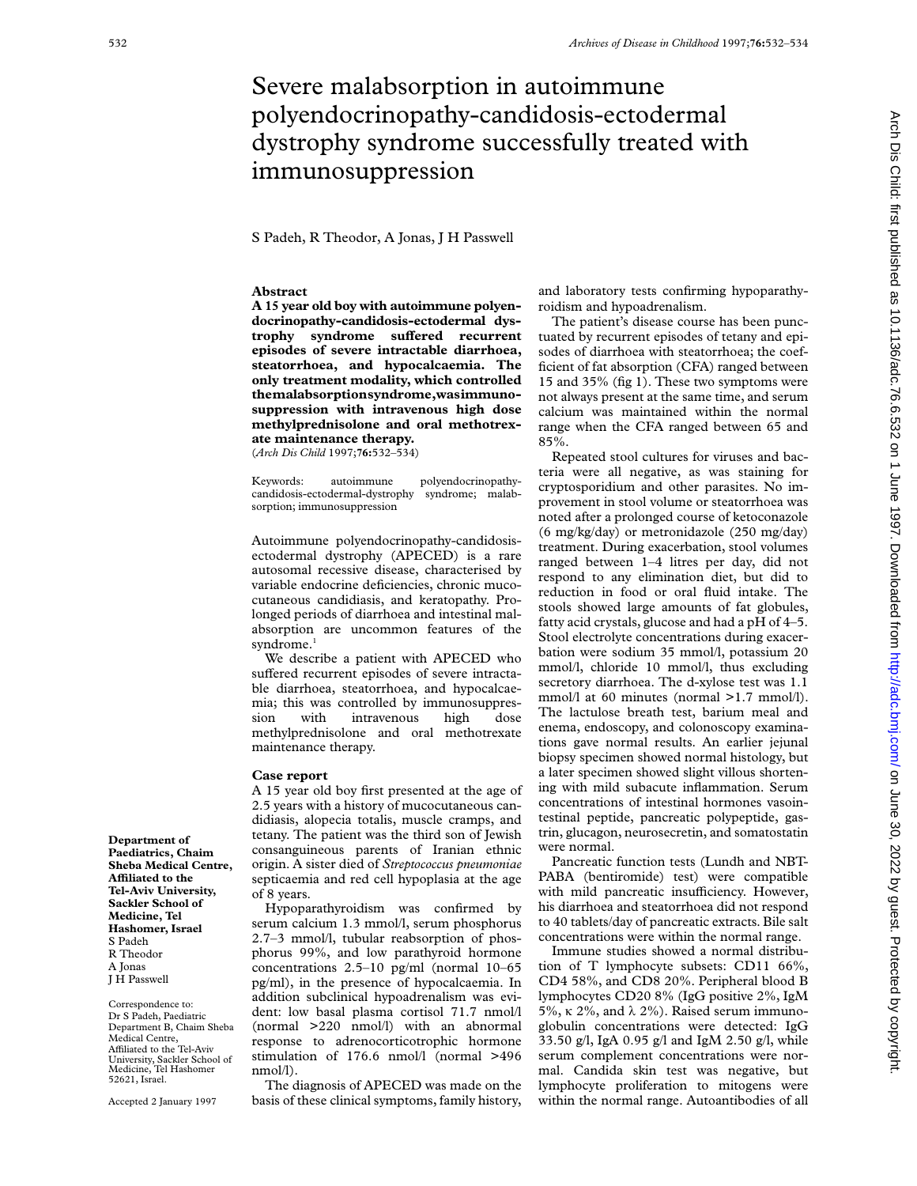# Severe malabsorption in autoimmune polyendocrinopathy-candidosis-ectodermal dystrophy syndrome successfully treated with immunosuppression

S Padeh, R Theodor, A Jonas, J H Passwell

## Abstract

**A 15 year old boy with autoimmune polyendocrinopathy-candidosis-ectodermal dystrophy syndrome suffered recurrent episodes of severe intractable diarrhoea, steatorrhoea, and hypocalcaemia. The only treatment modality, which controlled the malabsorption syndrome, was immunosuppression with intravenous high dose methylprednisolone and oral methotrexate maintenance therapy.**

(*Arch Dis Child* 1997;**76**:532–534)

Keywords: autoimmune polyendocrinopathy-candidosis-ectodermal-dystrophy syndrome; malabsorption; immunosuppression

Autoimmune polyendocrinopathy-candidosis-ectodermal dystrophy (APECED) is a rare autosomal recessive disease, characterised by variable endocrine deficiencies, chronic mucocutaneous candidiasis, and keratopathy. Prolonged periods of diarrhoea and intestinal malabsorption are uncommon features of the syndrome.[1]

We describe a patient with APECED who suffered recurrent episodes of severe intractable diarrhoea, steatorrhoea, and hypocalcaemia; this was controlled by immunosuppression with intravenous high dose methylprednisolone and oral methotrexate maintenance therapy.

## Case report

A 15 year old boy first presented at the age of 2.5 years with a history of mucocutaneous candidiasis, alopecia totalis, muscle cramps, and tetany. The patient was the third son of Jewish consanguineous parents of Iranian ethnic origin. A sister died of *Streptococcus pneumoniae* septicaemia and red cell hypoplasia at the age of 8 years.

Hypoparathyroidism was confirmed by serum calcium 1.3 mmol/l, serum phosphorus 2.7–3 mmol/l, tubular reabsorption of phosphorus 99%, and low parathyroid hormone concentrations 2.5–10 pg/ml (normal 10–65 pg/ml), in the presence of hypocalcaemia. In addition subclinical hypoadrenalism was evident: low basal plasma cortisol 71.7 nmol/l (normal >220 nmol/l) with an abnormal response to adrenocorticotrophic hormone stimulation of 176.6 nmol/l (normal >496 nmol/l).

The diagnosis of APECED was made on the basis of these clinical symptoms, family history, and laboratory tests confirming hypoparathyroidism and hypoadrenalism.

The patient's disease course has been punctuated by recurrent episodes of tetany and episodes of diarrhoea with steatorrhoea; the coefficient of fat absorption (CFA) ranged between 15 and 35% (fig 1). These two symptoms were not always present at the same time, and serum calcium was maintained within the normal range when the CFA ranged between 65 and 85%.

Repeated stool cultures for viruses and bacteria were all negative, as was staining for cryptosporidium and other parasites. No improvement in stool volume or steatorrhoea was noted after a prolonged course of ketoconazole (6 mg/kg/day) or metronidazole (250 mg/day) treatment. During exacerbation, stool volumes ranged between 1–4 litres per day, did not respond to any elimination diet, but did to reduction in food or oral fluid intake. The stools showed large amounts of fat globules, fatty acid crystals, glucose and had a pH of 4–5. Stool electrolyte concentrations during exacerbation were sodium 35 mmol/l, potassium 20 mmol/l, chloride 10 mmol/l, thus excluding secretory diarrhoea. The d-xylose test was 1.1 mmol/l at 60 minutes (normal >1.7 mmol/l). The lactulose breath test, barium meal and enema, endoscopy, and colonoscopy examinations gave normal results. An earlier jejunal biopsy specimen showed normal histology, but a later specimen showed slight villous shortening with mild subacute inflammation. Serum concentrations of intestinal hormones vasointestinal peptide, pancreatic polypeptide, gastrin, glucagon, neurosecretin, and somatostatin were normal.

Pancreatic function tests (Lundh and NBT-PABA (bentiromide) test) were compatible with mild pancreatic insufficiency. However, his diarrhoea and steatorrhoea did not respond to 40 tablets/day of pancreatic extracts. Bile salt concentrations were within the normal range.

Immune studies showed a normal distribution of T lymphocyte subsets: CD11 66%, CD4 58%, and CD8 20%. Peripheral blood B lymphocytes CD20 8% (IgG positive 2%, IgM 5%, κ 2%, and λ 2%). Raised serum immunoglobulin concentrations were detected: IgG 33.50 g/l, IgA 0.95 g/l and IgM 2.50 g/l, while serum complement concentrations were normal. Candida skin test was negative, but lymphocyte proliferation to mitogens were within the normal range. Autoantibodies of all

**Department of Paediatrics, Chaim Sheba Medical Centre, Affiliated to the Tel-Aviv University, Sackler School of Medicine, Tel Hashomer, Israel**
S Padeh
R Theodor
A Jonas
J H Passwell

Correspondence to: Dr S Padeh, Paediatric Department B, Chaim Sheba Medical Centre, Affiliated to the Tel-Aviv University, Sackler School of Medicine, Tel Hashomer 52621, Israel.

Accepted 2 January 1997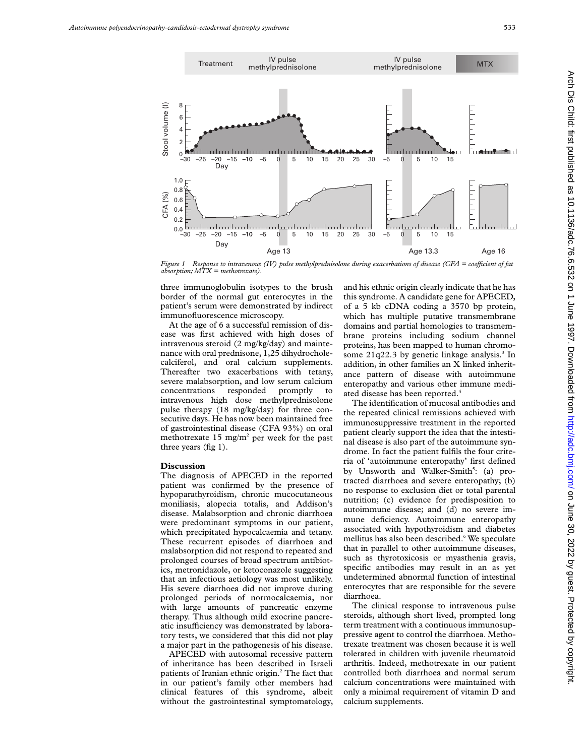*Figure 1 Response to intravenous (IV) pulse methylprednisolone during exacerbations of disease (CFA = coefficient of fat absorption; MTX = methotrexate).*

three immunoglobulin isotypes to the brush border of the normal gut enterocytes in the patient's serum were demonstrated by indirect immunofluorescence microscopy.

At the age of 6 a successful remission of disease was first achieved with high doses of intravenous steroid (2 mg/kg/day) and maintenance with oral prednisone, 1,25 dihydrocholecalciferol, and oral calcium supplements. Thereafter two exacerbations with tetany, severe malabsorption, and low serum calcium concentrations responded promptly to intravenous high dose methylprednisolone pulse therapy (18 mg/kg/day) for three consecutive days. He has now been maintained free of gastrointestinal disease (CFA 93%) on oral methotrexate 15 mg/m$^2$ per week for the past three years (fig 1).

## Discussion

The diagnosis of APECED in the reported patient was confirmed by the presence of hypoparathyroidism, chronic mucocutaneous moniliasis, alopecia totalis, and Addison's disease. Malabsorption and chronic diarrhoea were predominant symptoms in our patient, which precipitated hypocalcaemia and tetany. These recurrent episodes of diarrhoea and malabsorption did not respond to repeated and prolonged courses of broad spectrum antibiotics, metronidazole, or ketoconazole suggesting that an infectious aetiology was most unlikely. His severe diarrhoea did not improve during prolonged periods of normocalcaemia, nor with large amounts of pancreatic enzyme therapy. Thus although mild exocrine pancreatic insufficiency was demonstrated by laboratory tests, we considered that this did not play a major part in the pathogenesis of his disease.

APECED with autosomal recessive pattern of inheritance has been described in Israeli patients of Iranian ethnic origin.[2] The fact that in our patient's family other members had clinical features of this syndrome, albeit without the gastrointestinal symptomatology, and his ethnic origin clearly indicate that he has this syndrome. A candidate gene for APECED, of a 5 kb cDNA coding a 3570 bp protein, which has multiple putative transmembrane domains and partial homologies to transmembrane proteins including sodium channel proteins, has been mapped to human chromosome 21q22.3 by genetic linkage analysis.[3] In addition, in other families an X linked inheritance pattern of disease with autoimmune enteropathy and various other immune mediated disease has been reported.[4]

The identification of mucosal antibodies and the repeated clinical remissions achieved with immunosuppressive treatment in the reported patient clearly support the idea that the intestinal disease is also part of the autoimmune syndrome. In fact the patient fulfils the four criteria of 'autoimmune enteropathy' first defined by Unsworth and Walker-Smith[5]: (a) protracted diarrhoea and severe enteropathy; (b) no response to exclusion diet or total parental nutrition; (c) evidence for predisposition to autoimmune disease; and (d) no severe immune deficiency. Autoimmune enteropathy associated with hypothyroidism and diabetes mellitus has also been described.[6] We speculate that in parallel to other autoimmune diseases, such as thyrotoxicosis or myasthenia gravis, specific antibodies may result in an as yet undetermined abnormal function of intestinal enterocytes that are responsible for the severe diarrhoea.

The clinical response to intravenous pulse steroids, although short lived, prompted long term treatment with a continuous immunosuppressive agent to control the diarrhoea. Methotrexate treatment was chosen because it is well tolerated in children with juvenile rheumatoid arthritis. Indeed, methotrexate in our patient controlled both diarrhoea and normal serum calcium concentrations were maintained with only a minimal requirement of vitamin D and calcium supplements.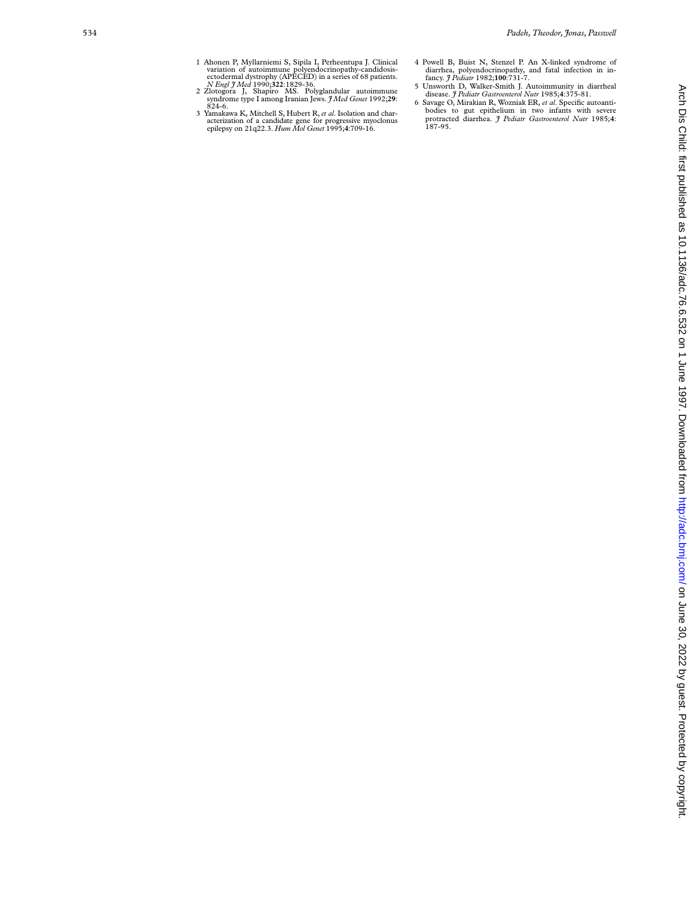1 Ahonen P, Myllarniemi S, Sipila I, Perheentupa J. Clinical variation of autoimmune polyendocrinopathy-candidosis-ectodermal dystrophy (APECED) in a series of 68 patients. *N Engl J Med* 1990;**322**:1829-36.

2 Zlotogora J, Shapiro MS. Polyglandular autoimmune syndrome type I among Iranian Jews. *J Med Genet* 1992;**29**: 824-6.

3 Yamakawa K, Mitchell S, Hubert R, *et al*. Isolation and characterization of a candidate gene for progressive myoclonus epilepsy on 21q22.3. *Hum Mol Genet* 1995;**4**:709-16.

4 Powell B, Buist N, Stenzel P. An X-linked syndrome of diarrhea, polyendocrinopathy, and fatal infection in infancy. *J Pediatr* 1982;**100**:731-7.

5 Unsworth D, Walker-Smith J. Autoimmunity in diarrheal disease. *J Pediatr Gastroenterol Nutr* 1985;**4**:375-81.

6 Savage O, Mirakian R, Wozniak ER, *et al*. Specific autoantibodies to gut epithelium in two infants with severe protracted diarrhea. *J Pediatr Gastroenterol Nutr* 1985;**4**: 187-95.